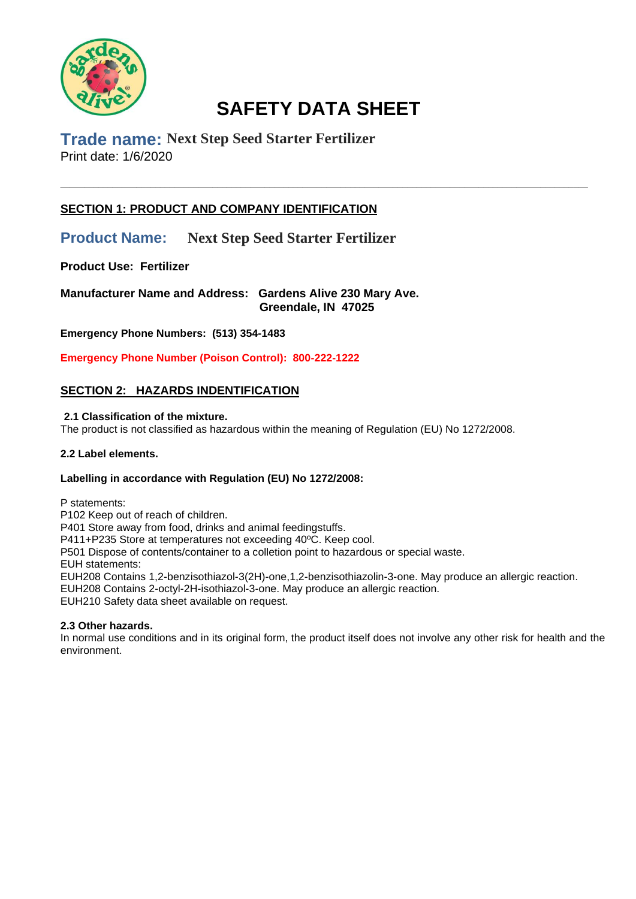# SAFETY DATA SHEET

**Trade name: Next Step Seed Starter Fertilizer**
Print date: 1/6/2020

---

## SECTION 1: PRODUCT AND COMPANY IDENTIFICATION

**Product Name: Next Step Seed Starter Fertilizer**

**Product Use: Fertilizer**

**Manufacturer Name and Address: Gardens Alive 230 Mary Ave.**
**Greendale, IN 47025**

**Emergency Phone Numbers: (513) 354-1483**

**Emergency Phone Number (Poison Control): 800-222-1222**

## SECTION 2: HAZARDS INDENTIFICATION

**2.1 Classification of the mixture.**
The product is not classified as hazardous within the meaning of Regulation (EU) No 1272/2008.

**2.2 Label elements.**

**Labelling in accordance with Regulation (EU) No 1272/2008:**

P statements:
P102 Keep out of reach of children.
P401 Store away from food, drinks and animal feedingstuffs.
P411+P235 Store at temperatures not exceeding 40ºC. Keep cool.
P501 Dispose of contents/container to a colletion point to hazardous or special waste.
EUH statements:
EUH208 Contains 1,2-benzisothiazol-3(2H)-one,1,2-benzisothiazolin-3-one. May produce an allergic reaction.
EUH208 Contains 2-octyl-2H-isothiazol-3-one. May produce an allergic reaction.
EUH210 Safety data sheet available on request.

**2.3 Other hazards.**
In normal use conditions and in its original form, the product itself does not involve any other risk for health and the environment.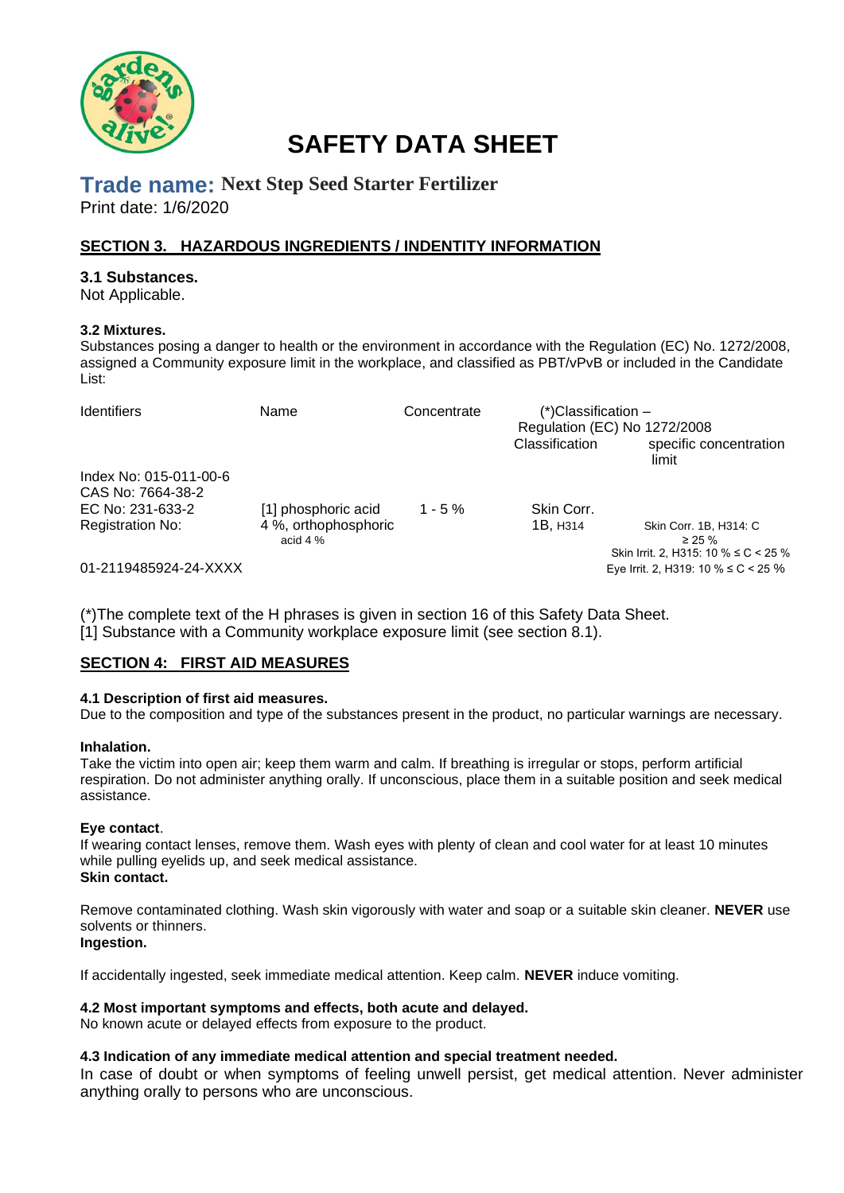# SAFETY DATA SHEET

## Trade name: Next Step Seed Starter Fertilizer

Print date: 1/6/2020

## SECTION 3. HAZARDOUS INGREDIENTS / INDENTITY INFORMATION

### 3.1 Substances.

Not Applicable.

### 3.2 Mixtures.

Substances posing a danger to health or the environment in accordance with the Regulation (EC) No. 1272/2008, assigned a Community exposure limit in the workplace, and classified as PBT/vPvB or included in the Candidate List:

| Identifiers | Name | Concentrate | (*)Classification – Regulation (EC) No 1272/2008 | |
|---|---|---|---|---|
| | | | Classification | specific concentration limit |
| Index No: 015-011-00-6<br>CAS No: 7664-38-2<br>EC No: 231-633-2<br>Registration No:<br>01-2119485924-24-XXXX | [1] phosphoric acid 4 %, orthophosphoric acid 4 % | 1 - 5 % | Skin Corr. 1B, H314 | Skin Corr. 1B, H314: C ≥ 25 %<br>Skin Irrit. 2, H315: 10 % ≤ C < 25 %<br>Eye Irrit. 2, H319: 10 % ≤ C < 25 % |

(*)The complete text of the H phrases is given in section 16 of this Safety Data Sheet.
[1] Substance with a Community workplace exposure limit (see section 8.1).

## SECTION 4: FIRST AID MEASURES

### 4.1 Description of first aid measures.

Due to the composition and type of the substances present in the product, no particular warnings are necessary.

**Inhalation.**

Take the victim into open air; keep them warm and calm. If breathing is irregular or stops, perform artificial respiration. Do not administer anything orally. If unconscious, place them in a suitable position and seek medical assistance.

**Eye contact**.

If wearing contact lenses, remove them. Wash eyes with plenty of clean and cool water for at least 10 minutes while pulling eyelids up, and seek medical assistance.

**Skin contact.**

Remove contaminated clothing. Wash skin vigorously with water and soap or a suitable skin cleaner. **NEVER** use solvents or thinners.

**Ingestion.**

If accidentally ingested, seek immediate medical attention. Keep calm. **NEVER** induce vomiting.

### 4.2 Most important symptoms and effects, both acute and delayed.

No known acute or delayed effects from exposure to the product.

### 4.3 Indication of any immediate medical attention and special treatment needed.

In case of doubt or when symptoms of feeling unwell persist, get medical attention. Never administer anything orally to persons who are unconscious.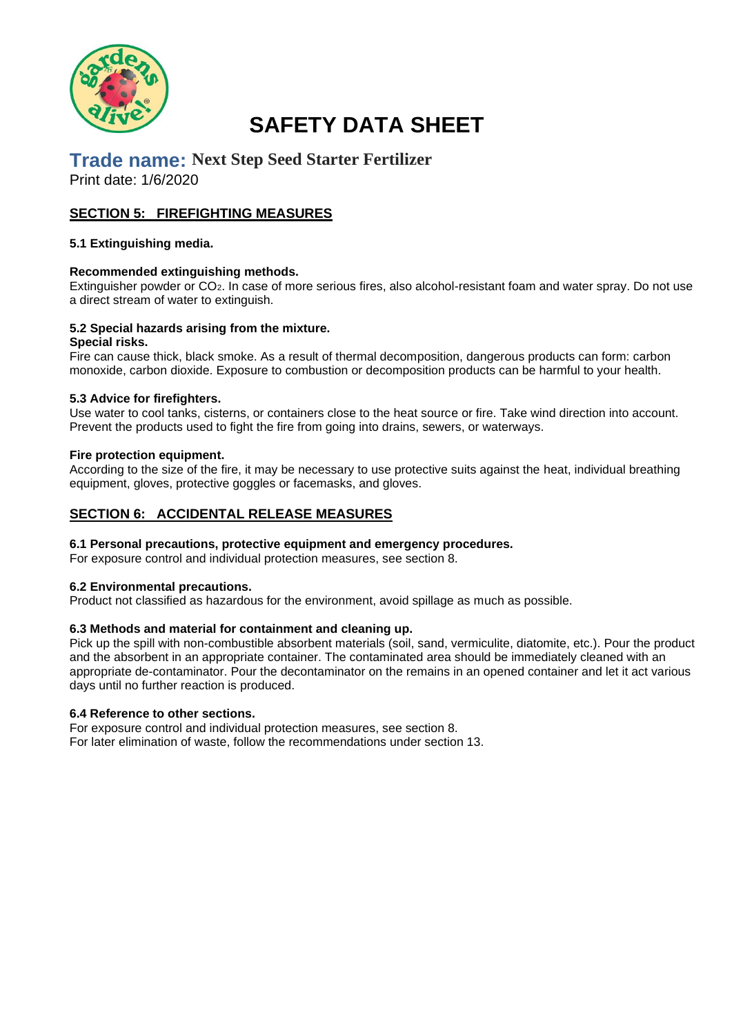# SAFETY DATA SHEET

## Trade name: Next Step Seed Starter Fertilizer

Print date: 1/6/2020

## SECTION 5: FIREFIGHTING MEASURES

### 5.1 Extinguishing media.

**Recommended extinguishing methods.**

Extinguisher powder or $CO_2$. In case of more serious fires, also alcohol-resistant foam and water spray. Do not use a direct stream of water to extinguish.

### 5.2 Special hazards arising from the mixture.

**Special risks.**

Fire can cause thick, black smoke. As a result of thermal decomposition, dangerous products can form: carbon monoxide, carbon dioxide. Exposure to combustion or decomposition products can be harmful to your health.

### 5.3 Advice for firefighters.

Use water to cool tanks, cisterns, or containers close to the heat source or fire. Take wind direction into account. Prevent the products used to fight the fire from going into drains, sewers, or waterways.

**Fire protection equipment.**

According to the size of the fire, it may be necessary to use protective suits against the heat, individual breathing equipment, gloves, protective goggles or facemasks, and gloves.

## SECTION 6: ACCIDENTAL RELEASE MEASURES

### 6.1 Personal precautions, protective equipment and emergency procedures.

For exposure control and individual protection measures, see section 8.

### 6.2 Environmental precautions.

Product not classified as hazardous for the environment, avoid spillage as much as possible.

### 6.3 Methods and material for containment and cleaning up.

Pick up the spill with non-combustible absorbent materials (soil, sand, vermiculite, diatomite, etc.). Pour the product and the absorbent in an appropriate container. The contaminated area should be immediately cleaned with an appropriate de-contaminator. Pour the decontaminator on the remains in an opened container and let it act various days until no further reaction is produced.

### 6.4 Reference to other sections.

For exposure control and individual protection measures, see section 8.
For later elimination of waste, follow the recommendations under section 13.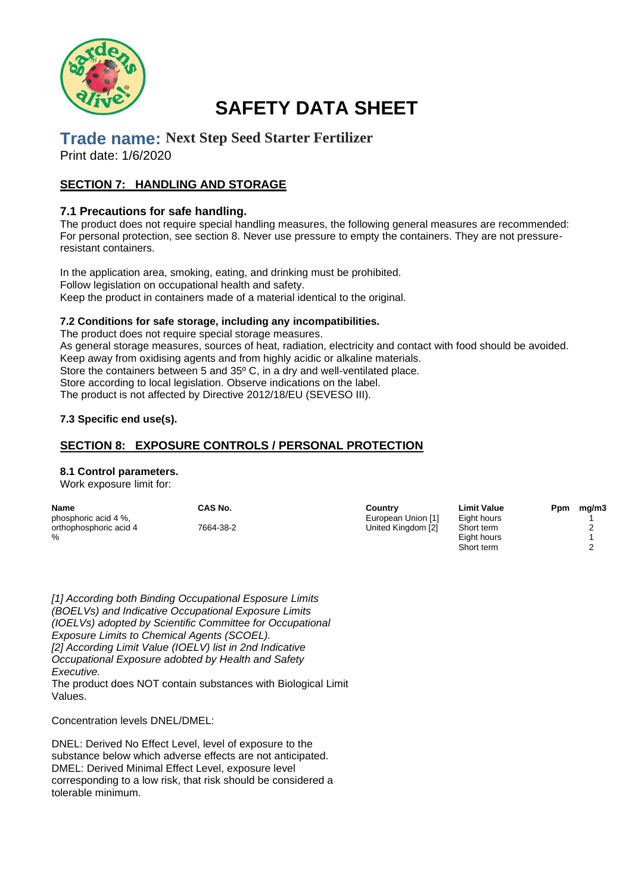# SAFETY DATA SHEET

## Trade name: Next Step Seed Starter Fertilizer

Print date: 1/6/2020

## SECTION 7: HANDLING AND STORAGE

### 7.1 Precautions for safe handling.

The product does not require special handling measures, the following general measures are recommended: For personal protection, see section 8. Never use pressure to empty the containers. They are not pressure-resistant containers.

In the application area, smoking, eating, and drinking must be prohibited.
Follow legislation on occupational health and safety.
Keep the product in containers made of a material identical to the original.

### 7.2 Conditions for safe storage, including any incompatibilities.

The product does not require special storage measures.
As general storage measures, sources of heat, radiation, electricity and contact with food should be avoided.
Keep away from oxidising agents and from highly acidic or alkaline materials.
Store the containers between 5 and 35º C, in a dry and well-ventilated place.
Store according to local legislation. Observe indications on the label.
The product is not affected by Directive 2012/18/EU (SEVESO III).

### 7.3 Specific end use(s).

## SECTION 8: EXPOSURE CONTROLS / PERSONAL PROTECTION

### 8.1 Control parameters.

Work exposure limit for:

| Name | CAS No. | Country | Limit Value | Ppm | mg/m3 |
|---|---|---|---|---|---|
| phosphoric acid 4 %, orthophosphoric acid 4 % | 7664-38-2 | European Union [1] | Eight hours | | 1 |
| | | | Short term | | 2 |
| | | United Kingdom [2] | Eight hours | | 1 |
| | | | Short term | | 2 |

*[1] According both Binding Occupational Esposure Limits (BOELVs) and Indicative Occupational Exposure Limits (IOELVs) adopted by Scientific Committee for Occupational Exposure Limits to Chemical Agents (SCOEL).*
*[2] According Limit Value (IOELV) list in 2nd Indicative Occupational Exposure adobted by Health and Safety Executive.*
The product does NOT contain substances with Biological Limit Values.

Concentration levels DNEL/DMEL:

DNEL: Derived No Effect Level, level of exposure to the substance below which adverse effects are not anticipated.
DMEL: Derived Minimal Effect Level, exposure level corresponding to a low risk, that risk should be considered a tolerable minimum.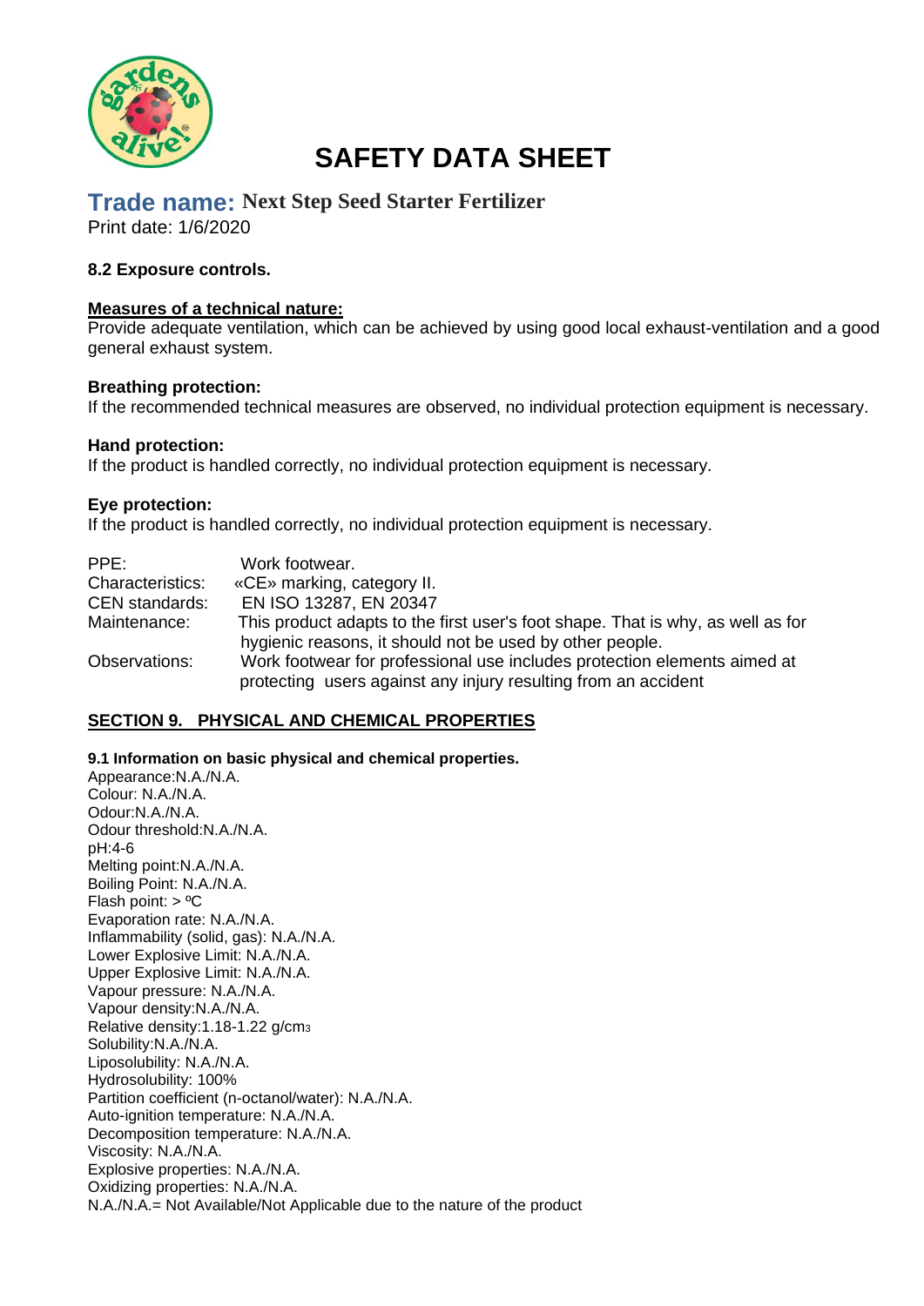# SAFETY DATA SHEET

## Trade name: Next Step Seed Starter Fertilizer

Print date: 1/6/2020

### 8.2 Exposure controls.

**Measures of a technical nature:**

Provide adequate ventilation, which can be achieved by using good local exhaust-ventilation and a good general exhaust system.

**Breathing protection:**

If the recommended technical measures are observed, no individual protection equipment is necessary.

**Hand protection:**

If the product is handled correctly, no individual protection equipment is necessary.

**Eye protection:**

If the product is handled correctly, no individual protection equipment is necessary.

| | |
|---|---|
| PPE: | Work footwear. |
| Characteristics: | «CE» marking, category II. |
| CEN standards: | EN ISO 13287, EN 20347 |
| Maintenance: | This product adapts to the first user's foot shape. That is why, as well as for hygienic reasons, it should not be used by other people. |
| Observations: | Work footwear for professional use includes protection elements aimed at protecting users against any injury resulting from an accident |

## SECTION 9. PHYSICAL AND CHEMICAL PROPERTIES

**9.1 Information on basic physical and chemical properties.**

Appearance:N.A./N.A.
Colour: N.A./N.A.
Odour:N.A./N.A.
Odour threshold:N.A./N.A.
pH:4-6
Melting point:N.A./N.A.
Boiling Point: N.A./N.A.
Flash point: > ºC
Evaporation rate: N.A./N.A.
Inflammability (solid, gas): N.A./N.A.
Lower Explosive Limit: N.A./N.A.
Upper Explosive Limit: N.A./N.A.
Vapour pressure: N.A./N.A.
Vapour density:N.A./N.A.
Relative density:1.18-1.22 g/$cm^3$
Solubility:N.A./N.A.
Liposolubility: N.A./N.A.
Hydrosolubility: 100%
Partition coefficient (n-octanol/water): N.A./N.A.
Auto-ignition temperature: N.A./N.A.
Decomposition temperature: N.A./N.A.
Viscosity: N.A./N.A.
Explosive properties: N.A./N.A.
Oxidizing properties: N.A./N.A.
N.A./N.A.= Not Available/Not Applicable due to the nature of the product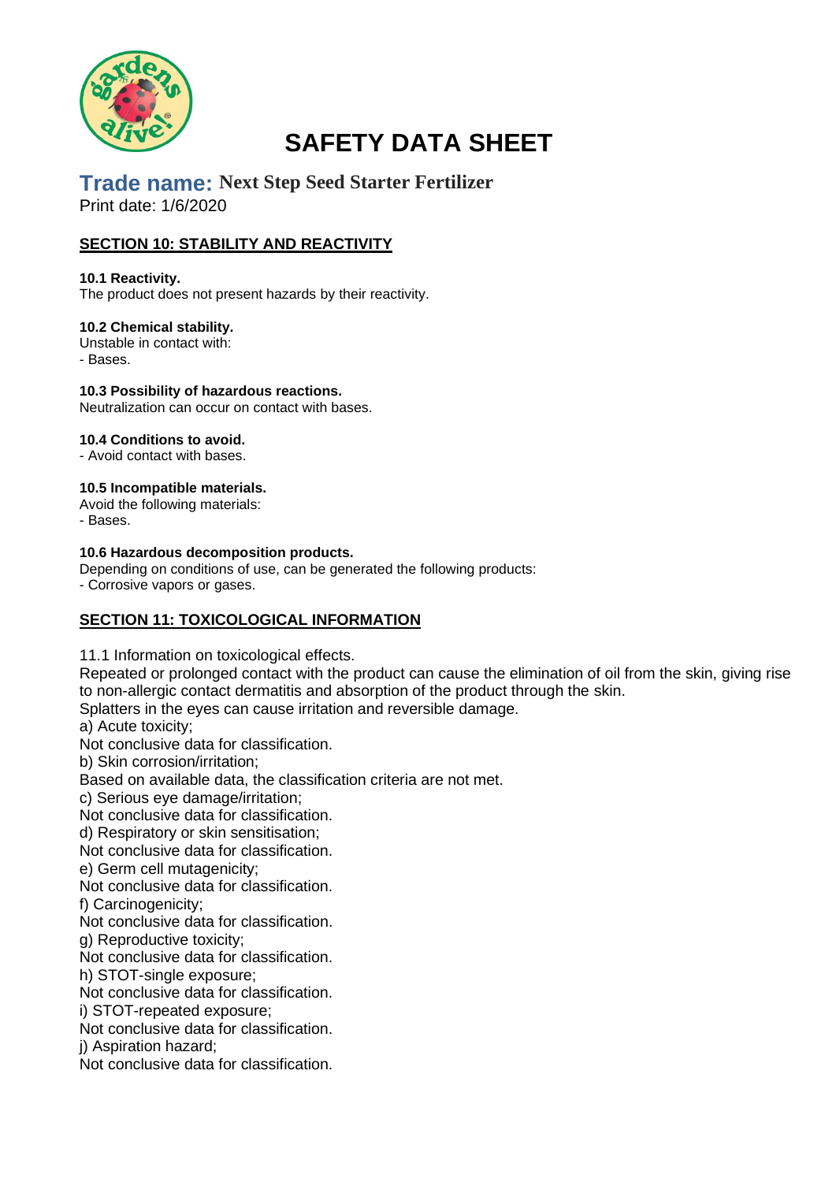# SAFETY DATA SHEET

## Trade name: Next Step Seed Starter Fertilizer

Print date: 1/6/2020

### SECTION 10: STABILITY AND REACTIVITY

**10.1 Reactivity.**
The product does not present hazards by their reactivity.

**10.2 Chemical stability.**
Unstable in contact with:
- Bases.

**10.3 Possibility of hazardous reactions.**
Neutralization can occur on contact with bases.

**10.4 Conditions to avoid.**
- Avoid contact with bases.

**10.5 Incompatible materials.**
Avoid the following materials:
- Bases.

**10.6 Hazardous decomposition products.**
Depending on conditions of use, can be generated the following products:
- Corrosive vapors or gases.

### SECTION 11: TOXICOLOGICAL INFORMATION

11.1 Information on toxicological effects.
Repeated or prolonged contact with the product can cause the elimination of oil from the skin, giving rise to non-allergic contact dermatitis and absorption of the product through the skin.
Splatters in the eyes can cause irritation and reversible damage.
a) Acute toxicity;
Not conclusive data for classification.
b) Skin corrosion/irritation;
Based on available data, the classification criteria are not met.
c) Serious eye damage/irritation;
Not conclusive data for classification.
d) Respiratory or skin sensitisation;
Not conclusive data for classification.
e) Germ cell mutagenicity;
Not conclusive data for classification.
f) Carcinogenicity;
Not conclusive data for classification.
g) Reproductive toxicity;
Not conclusive data for classification.
h) STOT-single exposure;
Not conclusive data for classification.
i) STOT-repeated exposure;
Not conclusive data for classification.
j) Aspiration hazard;
Not conclusive data for classification.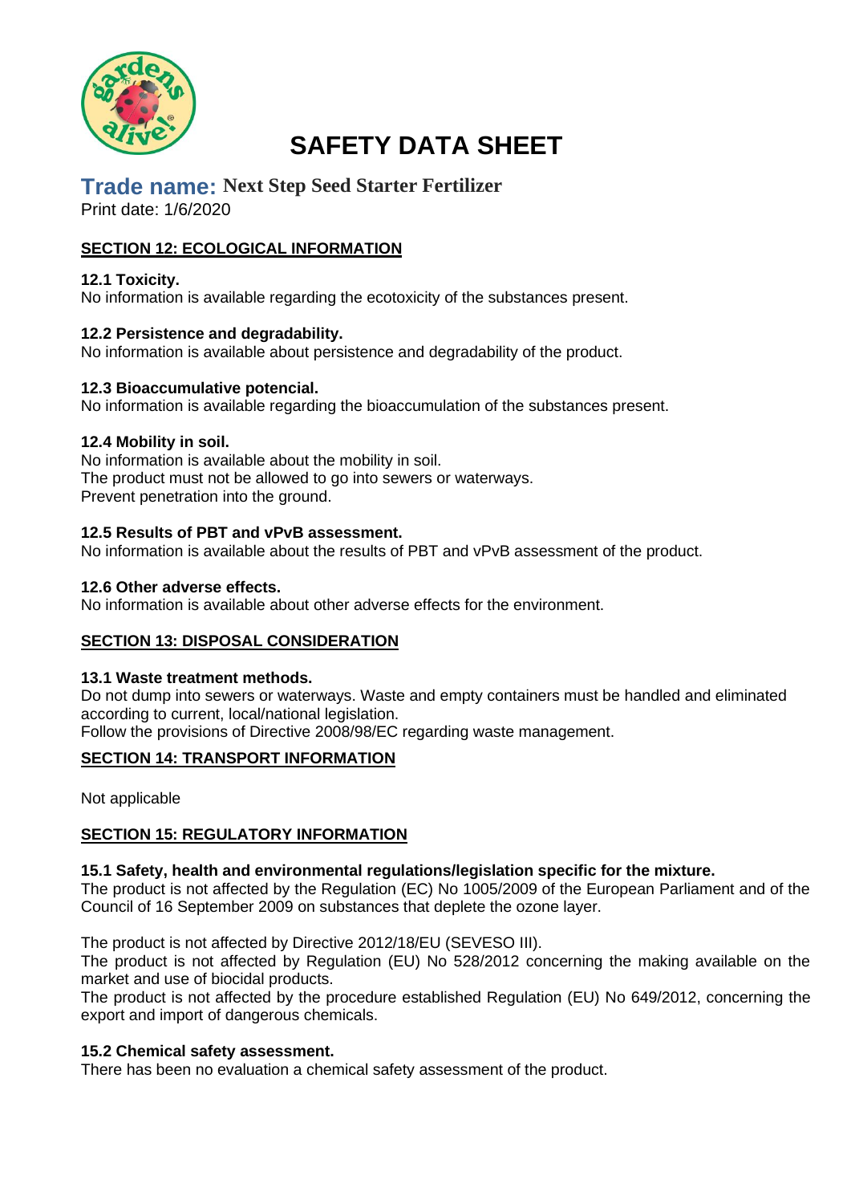# SAFETY DATA SHEET

## Trade name: Next Step Seed Starter Fertilizer

Print date: 1/6/2020

### SECTION 12: ECOLOGICAL INFORMATION

**12.1 Toxicity.**
No information is available regarding the ecotoxicity of the substances present.

**12.2 Persistence and degradability.**
No information is available about persistence and degradability of the product.

**12.3 Bioaccumulative potencial.**
No information is available regarding the bioaccumulation of the substances present.

**12.4 Mobility in soil.**
No information is available about the mobility in soil.
The product must not be allowed to go into sewers or waterways.
Prevent penetration into the ground.

**12.5 Results of PBT and vPvB assessment.**
No information is available about the results of PBT and vPvB assessment of the product.

**12.6 Other adverse effects.**
No information is available about other adverse effects for the environment.

### SECTION 13: DISPOSAL CONSIDERATION

**13.1 Waste treatment methods.**
Do not dump into sewers or waterways. Waste and empty containers must be handled and eliminated according to current, local/national legislation.
Follow the provisions of Directive 2008/98/EC regarding waste management.

### SECTION 14: TRANSPORT INFORMATION

Not applicable

### SECTION 15: REGULATORY INFORMATION

**15.1 Safety, health and environmental regulations/legislation specific for the mixture.**
The product is not affected by the Regulation (EC) No 1005/2009 of the European Parliament and of the Council of 16 September 2009 on substances that deplete the ozone layer.

The product is not affected by Directive 2012/18/EU (SEVESO III).
The product is not affected by Regulation (EU) No 528/2012 concerning the making available on the market and use of biocidal products.
The product is not affected by the procedure established Regulation (EU) No 649/2012, concerning the export and import of dangerous chemicals.

**15.2 Chemical safety assessment.**
There has been no evaluation a chemical safety assessment of the product.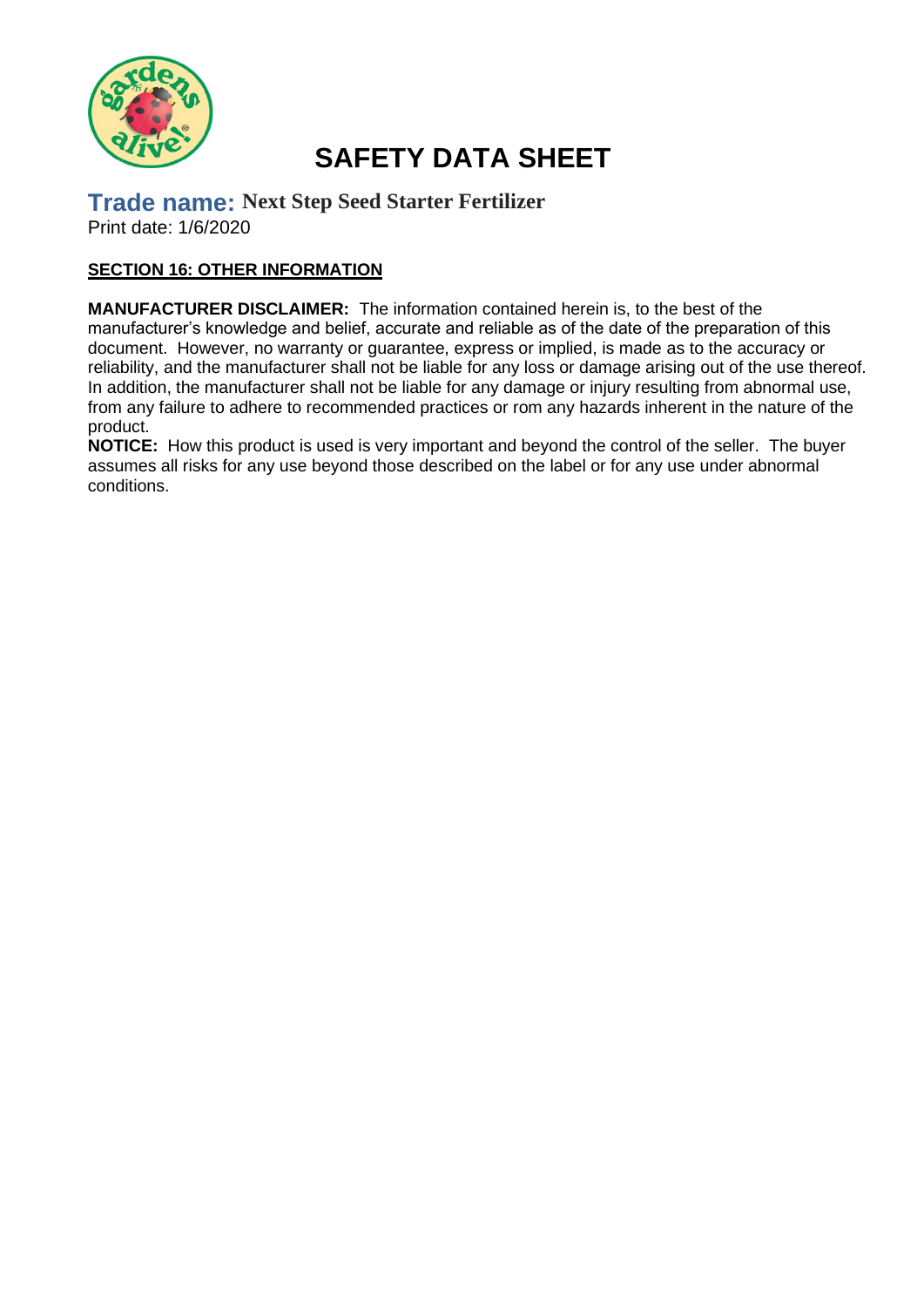# SAFETY DATA SHEET

**Trade name: Next Step Seed Starter Fertilizer**
Print date: 1/6/2020

## SECTION 16: OTHER INFORMATION

**MANUFACTURER DISCLAIMER:** The information contained herein is, to the best of the manufacturer's knowledge and belief, accurate and reliable as of the date of the preparation of this document. However, no warranty or guarantee, express or implied, is made as to the accuracy or reliability, and the manufacturer shall not be liable for any loss or damage arising out of the use thereof. In addition, the manufacturer shall not be liable for any damage or injury resulting from abnormal use, from any failure to adhere to recommended practices or rom any hazards inherent in the nature of the product.

**NOTICE:** How this product is used is very important and beyond the control of the seller. The buyer assumes all risks for any use beyond those described on the label or for any use under abnormal conditions.